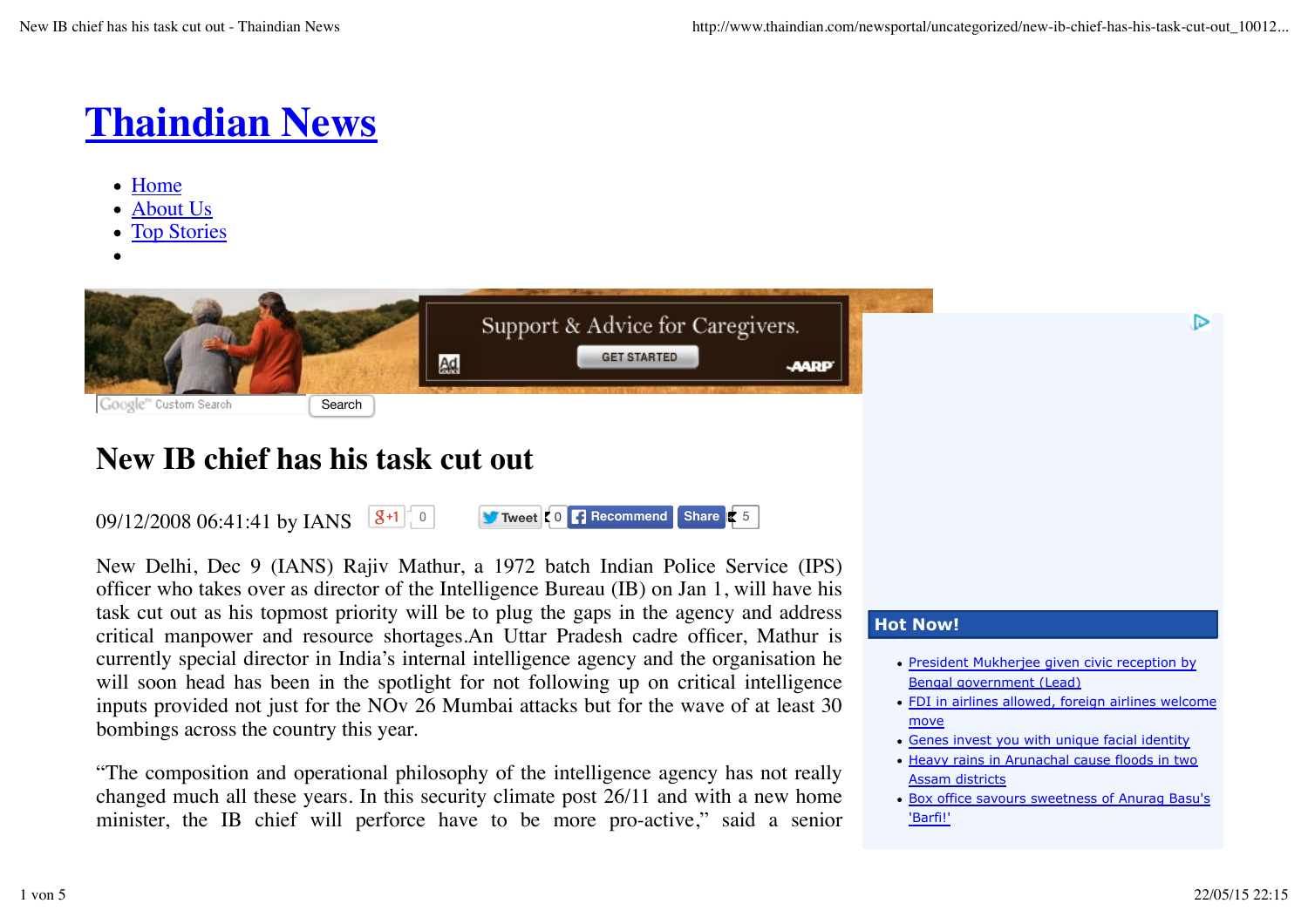# Thaindian News

- Home
- About Us
- Top Stories

## New IB chief has his task cut out

09/12/2008 06:41:41 by IANS

New Delhi, Dec 9 (IANS) Rajiv Mathur, a 1972 batch Indian Police Service (IPS) officer who takes over as director of the Intelligence Bureau (IB) on Jan 1, will have his task cut out as his topmost priority will be to plug the gaps in the agency and address critical manpower and resource shortages.An Uttar Pradesh cadre officer, Mathur is currently special director in India's internal intelligence agency and the organisation he will soon head has been in the spotlight for not following up on critical intelligence inputs provided not just for the NOv 26 Mumbai attacks but for the wave of at least 30 bombings across the country this year.

"The composition and operational philosophy of the intelligence agency has not really changed much all these years. In this security climate post 26/11 and with a new home minister, the IB chief will perforce have to be more pro-active," said a senior

### Hot Now!

- President Mukherjee given civic reception by Bengal government (Lead)
- FDI in airlines allowed, foreign airlines welcome move
- Genes invest you with unique facial identity
- Heavy rains in Arunachal cause floods in two Assam districts
- Box office savours sweetness of Anurag Basu's 'Barfi!'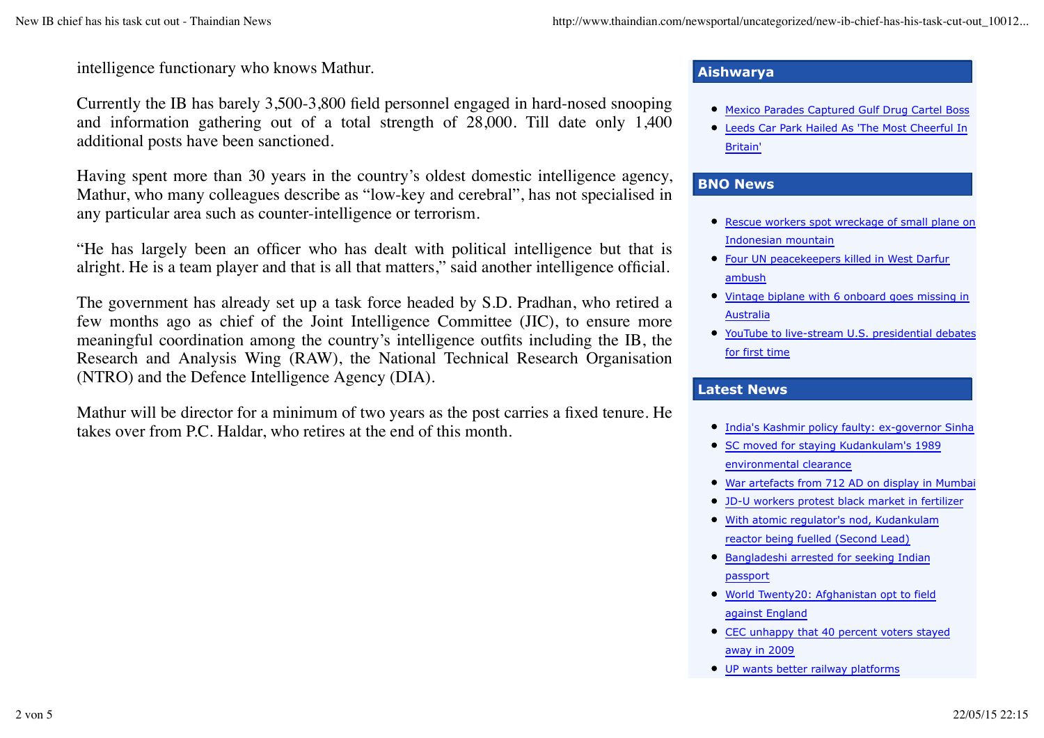intelligence functionary who knows Mathur.

Currently the IB has barely 3,500-3,800 field personnel engaged in hard-nosed snooping and information gathering out of a total strength of 28,000. Till date only 1,400 additional posts have been sanctioned.

Having spent more than 30 years in the country's oldest domestic intelligence agency, Mathur, who many colleagues describe as "low-key and cerebral", has not specialised in any particular area such as counter-intelligence or terrorism.

"He has largely been an officer who has dealt with political intelligence but that is alright. He is a team player and that is all that matters," said another intelligence official.

The government has already set up a task force headed by S.D. Pradhan, who retired a few months ago as chief of the Joint Intelligence Committee (JIC), to ensure more meaningful coordination among the country's intelligence outfits including the IB, the Research and Analysis Wing (RAW), the National Technical Research Organisation (NTRO) and the Defence Intelligence Agency (DIA).

Mathur will be director for a minimum of two years as the post carries a fixed tenure. He takes over from P.C. Haldar, who retires at the end of this month.

## Aishwarya

- Mexico Parades Captured Gulf Drug Cartel Boss
- Leeds Car Park Hailed As 'The Most Cheerful In Britain'

## BNO News

- Rescue workers spot wreckage of small plane on Indonesian mountain
- Four UN peacekeepers killed in West Darfur ambush
- Vintage biplane with 6 onboard goes missing in Australia
- YouTube to live-stream U.S. presidential debates for first time

## Latest News

- India's Kashmir policy faulty: ex-governor Sinha
- SC moved for staying Kudankulam's 1989 environmental clearance
- War artefacts from 712 AD on display in Mumbai
- JD-U workers protest black market in fertilizer
- With atomic regulator's nod, Kudankulam reactor being fuelled (Second Lead)
- Bangladeshi arrested for seeking Indian passport
- World Twenty20: Afghanistan opt to field against England
- CEC unhappy that 40 percent voters stayed away in 2009
- UP wants better railway platforms